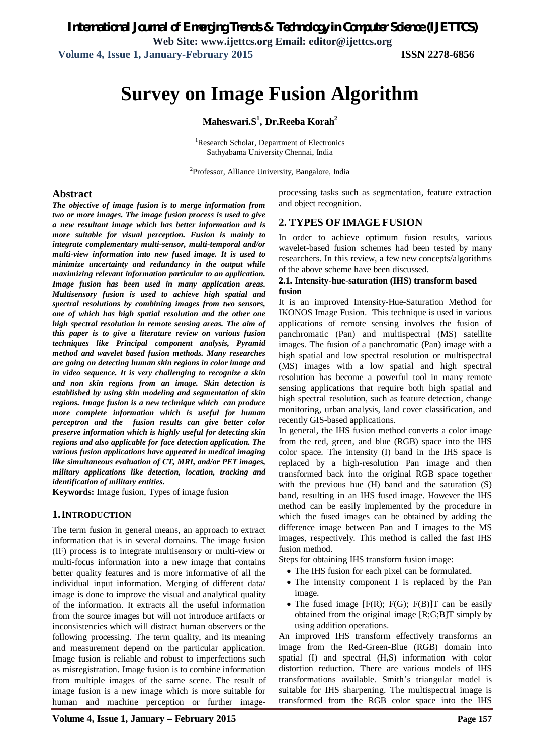# Survey on Image Fusion Algorithm

**Maheswari.S[1], Dr.Reeba Korah[2]**

[1]Research Scholar, Department of Electronics
Sathyabama University Chennai, India

[2]Professor, Alliance University, Bangalore, India

## Abstract

***The objective of image fusion is to merge information from two or more images. The image fusion process is used to give a new resultant image which has better information and is more suitable for visual perception. Fusion is mainly to integrate complementary multi-sensor, multi-temporal and/or multi-view information into new fused image. It is used to minimize uncertainty and redundancy in the output while maximizing relevant information particular to an application. Image fusion has been used in many application areas. Multisensory fusion is used to achieve high spatial and spectral resolutions by combining images from two sensors, one of which has high spatial resolution and the other one high spectral resolution in remote sensing areas. The aim of this paper is to give a literature review on various fusion techniques like Principal component analysis, Pyramid method and wavelet based fusion methods. Many researches are going on detecting human skin regions in color image and in video sequence. It is very challenging to recognize a skin and non skin regions from an image. Skin detection is established by using skin modeling and segmentation of skin regions. Image fusion is a new technique which can produce more complete information which is useful for human perceptron and the fusion results can give better color preserve information which is highly useful for detecting skin regions and also applicable for face detection application. The various fusion applications have appeared in medical imaging like simultaneous evaluation of CT, MRI, and/or PET images, military applications like detection, location, tracking and identification of military entities.***

**Keywords:** Image fusion, Types of image fusion

## 1. INTRODUCTION

The term fusion in general means, an approach to extract information that is in several domains. The image fusion (IF) process is to integrate multisensory or multi-view or multi-focus information into a new image that contains better quality features and is more informative of all the individual input information. Merging of different data/ image is done to improve the visual and analytical quality of the information. It extracts all the useful information from the source images but will not introduce artifacts or inconsistencies which will distract human observers or the following processing. The term quality, and its meaning and measurement depend on the particular application. Image fusion is reliable and robust to imperfections such as misregistration. Image fusion is to combine information from multiple images of the same scene. The result of image fusion is a new image which is more suitable for human and machine perception or further image-processing tasks such as segmentation, feature extraction and object recognition.

## 2. TYPES OF IMAGE FUSION

In order to achieve optimum fusion results, various wavelet-based fusion schemes had been tested by many researchers. In this review, a few new concepts/algorithms of the above scheme have been discussed.

### 2.1. Intensity-hue-saturation (IHS) transform based fusion

It is an improved Intensity-Hue-Saturation Method for IKONOS Image Fusion. This technique is used in various applications of remote sensing involves the fusion of panchromatic (Pan) and multispectral (MS) satellite images. The fusion of a panchromatic (Pan) image with a high spatial and low spectral resolution or multispectral (MS) images with a low spatial and high spectral resolution has become a powerful tool in many remote sensing applications that require both high spatial and high spectral resolution, such as feature detection, change monitoring, urban analysis, land cover classification, and recently GIS-based applications.

In general, the IHS fusion method converts a color image from the red, green, and blue (RGB) space into the IHS color space. The intensity (I) band in the IHS space is replaced by a high-resolution Pan image and then transformed back into the original RGB space together with the previous hue (H) band and the saturation (S) band, resulting in an IHS fused image. However the IHS method can be easily implemented by the procedure in which the fused images can be obtained by adding the difference image between Pan and I images to the MS images, respectively. This method is called the fast IHS fusion method.

Steps for obtaining IHS transform fusion image:

- The IHS fusion for each pixel can be formulated.
- The intensity component I is replaced by the Pan image.
- The fused image $[F(R); F(G); F(B)]T$ can be easily obtained from the original image $[R;G;B]T$ simply by using addition operations.

An improved IHS transform effectively transforms an image from the Red-Green-Blue (RGB) domain into spatial (I) and spectral (H,S) information with color distortion reduction. There are various models of IHS transformations available. Smith's triangular model is suitable for IHS sharpening. The multispectral image is transformed from the RGB color space into the IHS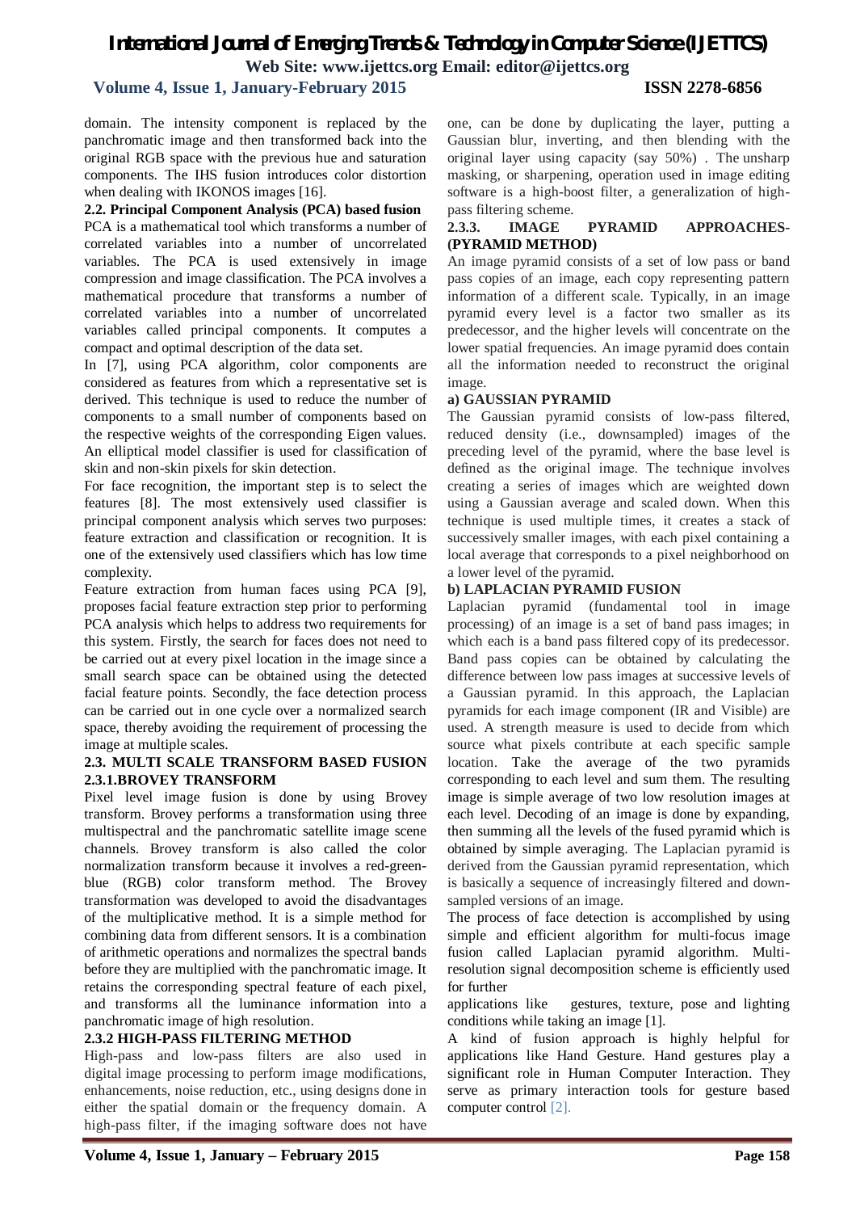domain. The intensity component is replaced by the panchromatic image and then transformed back into the original RGB space with the previous hue and saturation components. The IHS fusion introduces color distortion when dealing with IKONOS images [16].

**2.2. Principal Component Analysis (PCA) based fusion**

PCA is a mathematical tool which transforms a number of correlated variables into a number of uncorrelated variables. The PCA is used extensively in image compression and image classification. The PCA involves a mathematical procedure that transforms a number of correlated variables into a number of uncorrelated variables called principal components. It computes a compact and optimal description of the data set.

In [7], using PCA algorithm, color components are considered as features from which a representative set is derived. This technique is used to reduce the number of components to a small number of components based on the respective weights of the corresponding Eigen values. An elliptical model classifier is used for classification of skin and non-skin pixels for skin detection.

For face recognition, the important step is to select the features [8]. The most extensively used classifier is principal component analysis which serves two purposes: feature extraction and classification or recognition. It is one of the extensively used classifiers which has low time complexity.

Feature extraction from human faces using PCA [9], proposes facial feature extraction step prior to performing PCA analysis which helps to address two requirements for this system. Firstly, the search for faces does not need to be carried out at every pixel location in the image since a small search space can be obtained using the detected facial feature points. Secondly, the face detection process can be carried out in one cycle over a normalized search space, thereby avoiding the requirement of processing the image at multiple scales.

**2.3. MULTI SCALE TRANSFORM BASED FUSION**

**2.3.1.BROVEY TRANSFORM**

Pixel level image fusion is done by using Brovey transform. Brovey performs a transformation using three multispectral and the panchromatic satellite image scene channels. Brovey transform is also called the color normalization transform because it involves a red-green-blue (RGB) color transform method. The Brovey transformation was developed to avoid the disadvantages of the multiplicative method. It is a simple method for combining data from different sensors. It is a combination of arithmetic operations and normalizes the spectral bands before they are multiplied with the panchromatic image. It retains the corresponding spectral feature of each pixel, and transforms all the luminance information into a panchromatic image of high resolution.

**2.3.2 HIGH-PASS FILTERING METHOD**

High-pass and low-pass filters are also used in digital image processing to perform image modifications, enhancements, noise reduction, etc., using designs done in either the spatial domain or the frequency domain. A high-pass filter, if the imaging software does not have one, can be done by duplicating the layer, putting a Gaussian blur, inverting, and then blending with the original layer using capacity (say 50%) . The unsharp masking, or sharpening, operation used in image editing software is a high-boost filter, a generalization of high-pass filtering scheme.

**2.3.3. IMAGE PYRAMID APPROACHES-(PYRAMID METHOD)**

An image pyramid consists of a set of low pass or band pass copies of an image, each copy representing pattern information of a different scale. Typically, in an image pyramid every level is a factor two smaller as its predecessor, and the higher levels will concentrate on the lower spatial frequencies. An image pyramid does contain all the information needed to reconstruct the original image.

**a) GAUSSIAN PYRAMID**

The Gaussian pyramid consists of low-pass filtered, reduced density (i.e., downsampled) images of the preceding level of the pyramid, where the base level is defined as the original image. The technique involves creating a series of images which are weighted down using a Gaussian average and scaled down. When this technique is used multiple times, it creates a stack of successively smaller images, with each pixel containing a local average that corresponds to a pixel neighborhood on a lower level of the pyramid.

**b) LAPLACIAN PYRAMID FUSION**

Laplacian pyramid (fundamental tool in image processing) of an image is a set of band pass images; in which each is a band pass filtered copy of its predecessor. Band pass copies can be obtained by calculating the difference between low pass images at successive levels of a Gaussian pyramid. In this approach, the Laplacian pyramids for each image component (IR and Visible) are used. A strength measure is used to decide from which source what pixels contribute at each specific sample location. Take the average of the two pyramids corresponding to each level and sum them. The resulting image is simple average of two low resolution images at each level. Decoding of an image is done by expanding, then summing all the levels of the fused pyramid which is obtained by simple averaging. The Laplacian pyramid is derived from the Gaussian pyramid representation, which is basically a sequence of increasingly filtered and down-sampled versions of an image.

The process of face detection is accomplished by using simple and efficient algorithm for multi-focus image fusion called Laplacian pyramid algorithm. Multi-resolution signal decomposition scheme is efficiently used for further applications like gestures, texture, pose and lighting conditions while taking an image [1].

A kind of fusion approach is highly helpful for applications like Hand Gesture. Hand gestures play a significant role in Human Computer Interaction. They serve as primary interaction tools for gesture based computer control [2].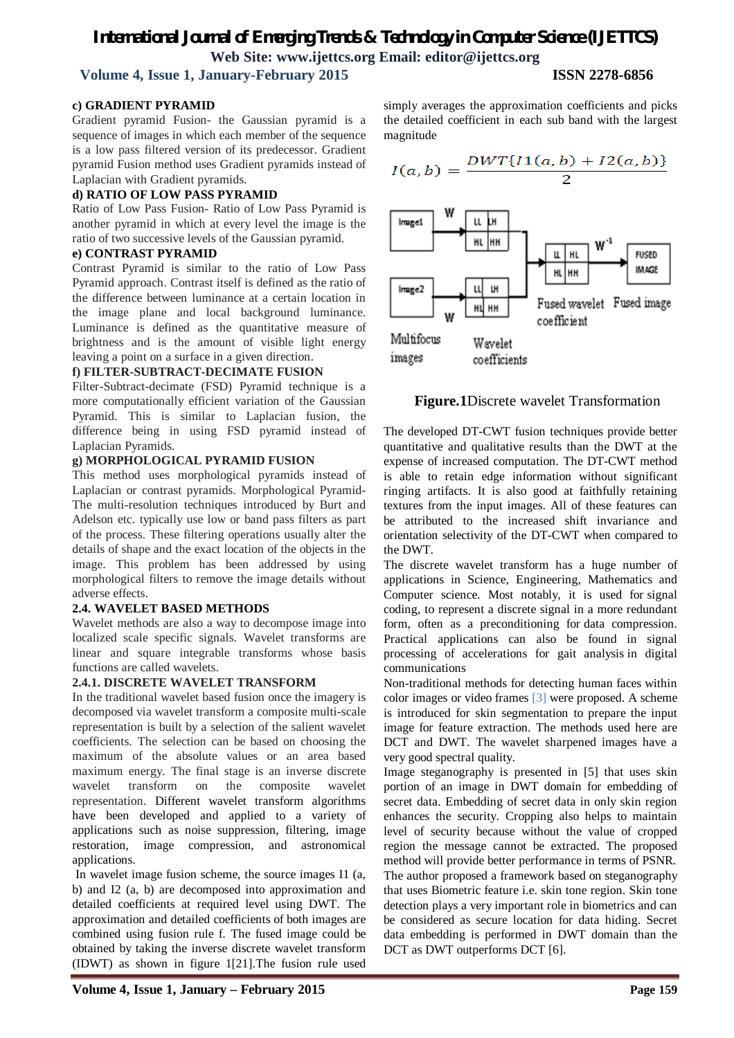#### c) GRADIENT PYRAMID

Gradient pyramid Fusion- the Gaussian pyramid is a sequence of images in which each member of the sequence is a low pass filtered version of its predecessor. Gradient pyramid Fusion method uses Gradient pyramids instead of Laplacian with Gradient pyramids.

#### d) RATIO OF LOW PASS PYRAMID

Ratio of Low Pass Fusion- Ratio of Low Pass Pyramid is another pyramid in which at every level the image is the ratio of two successive levels of the Gaussian pyramid.

#### e) CONTRAST PYRAMID

Contrast Pyramid is similar to the ratio of Low Pass Pyramid approach. Contrast itself is defined as the ratio of the difference between luminance at a certain location in the image plane and local background luminance. Luminance is defined as the quantitative measure of brightness and is the amount of visible light energy leaving a point on a surface in a given direction.

#### f) FILTER-SUBTRACT-DECIMATE FUSION

Filter-Subtract-decimate (FSD) Pyramid technique is a more computationally efficient variation of the Gaussian Pyramid. This is similar to Laplacian fusion, the difference being in using FSD pyramid instead of Laplacian Pyramids.

#### g) MORPHOLOGICAL PYRAMID FUSION

This method uses morphological pyramids instead of Laplacian or contrast pyramids. Morphological Pyramid-The multi-resolution techniques introduced by Burt and Adelson etc. typically use low or band pass filters as part of the process. These filtering operations usually alter the details of shape and the exact location of the objects in the image. This problem has been addressed by using morphological filters to remove the image details without adverse effects.

### 2.4. WAVELET BASED METHODS

Wavelet methods are also a way to decompose image into localized scale specific signals. Wavelet transforms are linear and square integrable transforms whose basis functions are called wavelets.

#### 2.4.1. DISCRETE WAVELET TRANSFORM

In the traditional wavelet based fusion once the imagery is decomposed via wavelet transform a composite multi-scale representation is built by a selection of the salient wavelet coefficients. The selection can be based on choosing the maximum of the absolute values or an area based maximum energy. The final stage is an inverse discrete wavelet transform on the composite wavelet representation. Different wavelet transform algorithms have been developed and applied to a variety of applications such as noise suppression, filtering, image restoration, image compression, and astronomical applications.

In wavelet image fusion scheme, the source images I1 (a, b) and I2 (a, b) are decomposed into approximation and detailed coefficients at required level using DWT. The approximation and detailed coefficients of both images are combined using fusion rule f. The fused image could be obtained by taking the inverse discrete wavelet transform (IDWT) as shown in figure 1[21].The fusion rule used simply averages the approximation coefficients and picks the detailed coefficient in each sub band with the largest magnitude

$$I(a,b) = \frac{DWT\{I1(a,b) + I2(a,b)\}}{2}$$

**Figure.1**Discrete wavelet Transformation

The developed DT-CWT fusion techniques provide better quantitative and qualitative results than the DWT at the expense of increased computation. The DT-CWT method is able to retain edge information without significant ringing artifacts. It is also good at faithfully retaining textures from the input images. All of these features can be attributed to the increased shift invariance and orientation selectivity of the DT-CWT when compared to the DWT.

The discrete wavelet transform has a huge number of applications in Science, Engineering, Mathematics and Computer science. Most notably, it is used for signal coding, to represent a discrete signal in a more redundant form, often as a preconditioning for data compression. Practical applications can also be found in signal processing of accelerations for gait analysis in digital communications

Non-traditional methods for detecting human faces within color images or video frames [3] were proposed. A scheme is introduced for skin segmentation to prepare the input image for feature extraction. The methods used here are DCT and DWT. The wavelet sharpened images have a very good spectral quality.

Image steganography is presented in [5] that uses skin portion of an image in DWT domain for embedding of secret data. Embedding of secret data in only skin region enhances the security. Cropping also helps to maintain level of security because without the value of cropped region the message cannot be extracted. The proposed method will provide better performance in terms of PSNR. The author proposed a framework based on steganography that uses Biometric feature i.e. skin tone region. Skin tone detection plays a very important role in biometrics and can be considered as secure location for data hiding. Secret data embedding is performed in DWT domain than the DCT as DWT outperforms DCT [6].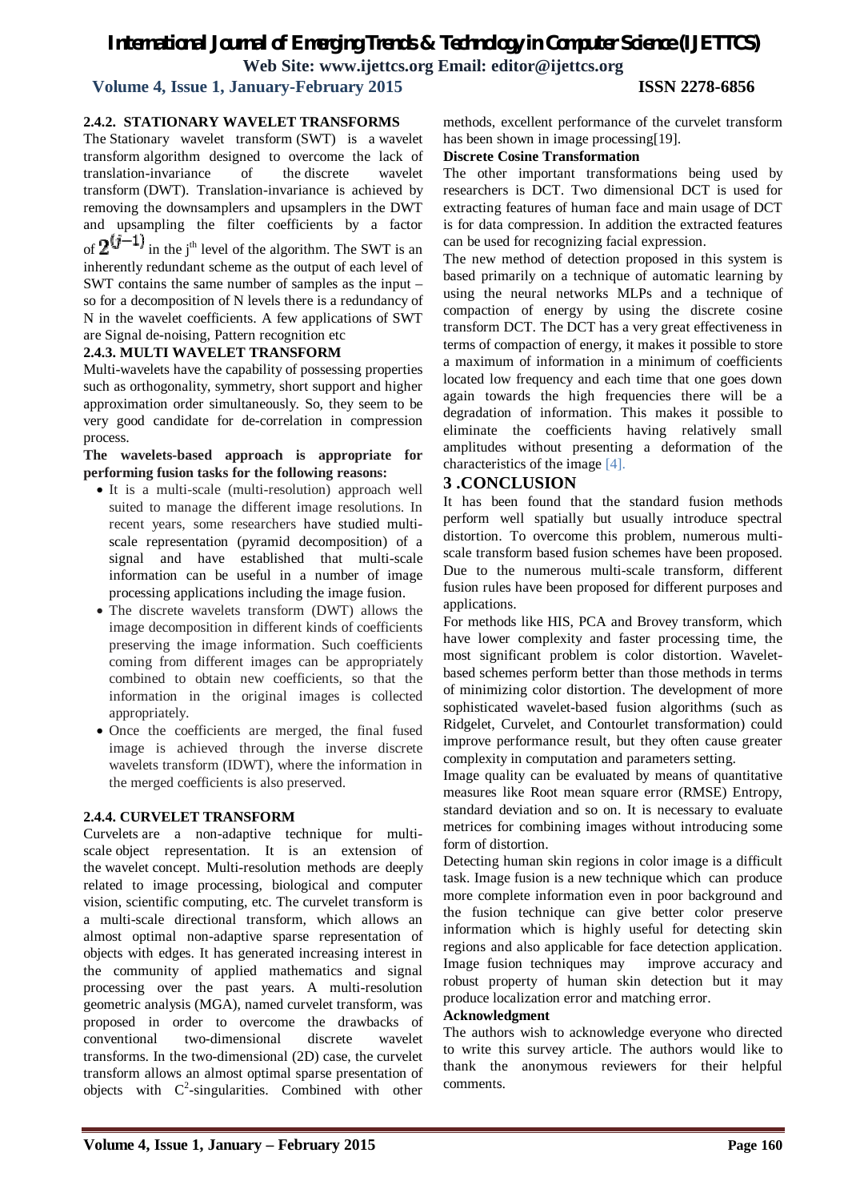### 2.4.2. STATIONARY WAVELET TRANSFORMS

The Stationary wavelet transform (SWT) is a wavelet transform algorithm designed to overcome the lack of translation-invariance of the discrete wavelet transform (DWT). Translation-invariance is achieved by removing the downsamplers and upsamplers in the DWT and upsampling the filter coefficients by a factor of $2^{(j-1)}$ in the $j^{th}$ level of the algorithm. The SWT is an inherently redundant scheme as the output of each level of SWT contains the same number of samples as the input – so for a decomposition of N levels there is a redundancy of N in the wavelet coefficients. A few applications of SWT are Signal de-noising, Pattern recognition etc

### 2.4.3. MULTI WAVELET TRANSFORM

Multi-wavelets have the capability of possessing properties such as orthogonality, symmetry, short support and higher approximation order simultaneously. So, they seem to be very good candidate for de-correlation in compression process.

**The wavelets-based approach is appropriate for performing fusion tasks for the following reasons:**

- It is a multi-scale (multi-resolution) approach well suited to manage the different image resolutions. In recent years, some researchers have studied multi-scale representation (pyramid decomposition) of a signal and have established that multi-scale information can be useful in a number of image processing applications including the image fusion.
- The discrete wavelets transform (DWT) allows the image decomposition in different kinds of coefficients preserving the image information. Such coefficients coming from different images can be appropriately combined to obtain new coefficients, so that the information in the original images is collected appropriately.
- Once the coefficients are merged, the final fused image is achieved through the inverse discrete wavelets transform (IDWT), where the information in the merged coefficients is also preserved.

### 2.4.4. CURVELET TRANSFORM

Curvelets are a non-adaptive technique for multi-scale object representation. It is an extension of the wavelet concept. Multi-resolution methods are deeply related to image processing, biological and computer vision, scientific computing, etc. The curvelet transform is a multi-scale directional transform, which allows an almost optimal non-adaptive sparse representation of objects with edges. It has generated increasing interest in the community of applied mathematics and signal processing over the past years. A multi-resolution geometric analysis (MGA), named curvelet transform, was proposed in order to overcome the drawbacks of conventional two-dimensional discrete wavelet transforms. In the two-dimensional (2D) case, the curvelet transform allows an almost optimal sparse presentation of objects with $C^2$-singularities. Combined with other methods, excellent performance of the curvelet transform has been shown in image processing[19].

**Discrete Cosine Transformation**

The other important transformations being used by researchers is DCT. Two dimensional DCT is used for extracting features of human face and main usage of DCT is for data compression. In addition the extracted features can be used for recognizing facial expression.

The new method of detection proposed in this system is based primarily on a technique of automatic learning by using the neural networks MLPs and a technique of compaction of energy by using the discrete cosine transform DCT. The DCT has a very great effectiveness in terms of compaction of energy, it makes it possible to store a maximum of information in a minimum of coefficients located low frequency and each time that one goes down again towards the high frequencies there will be a degradation of information. This makes it possible to eliminate the coefficients having relatively small amplitudes without presenting a deformation of the characteristics of the image [4].

## 3 .CONCLUSION

It has been found that the standard fusion methods perform well spatially but usually introduce spectral distortion. To overcome this problem, numerous multi-scale transform based fusion schemes have been proposed. Due to the numerous multi-scale transform, different fusion rules have been proposed for different purposes and applications.

For methods like HIS, PCA and Brovey transform, which have lower complexity and faster processing time, the most significant problem is color distortion. Wavelet-based schemes perform better than those methods in terms of minimizing color distortion. The development of more sophisticated wavelet-based fusion algorithms (such as Ridgelet, Curvelet, and Contourlet transformation) could improve performance result, but they often cause greater complexity in computation and parameters setting.

Image quality can be evaluated by means of quantitative measures like Root mean square error (RMSE) Entropy, standard deviation and so on. It is necessary to evaluate metrices for combining images without introducing some form of distortion.

Detecting human skin regions in color image is a difficult task. Image fusion is a new technique which can produce more complete information even in poor background and the fusion technique can give better color preserve information which is highly useful for detecting skin regions and also applicable for face detection application. Image fusion techniques may improve accuracy and robust property of human skin detection but it may produce localization error and matching error.

**Acknowledgment**

The authors wish to acknowledge everyone who directed to write this survey article. The authors would like to thank the anonymous reviewers for their helpful comments.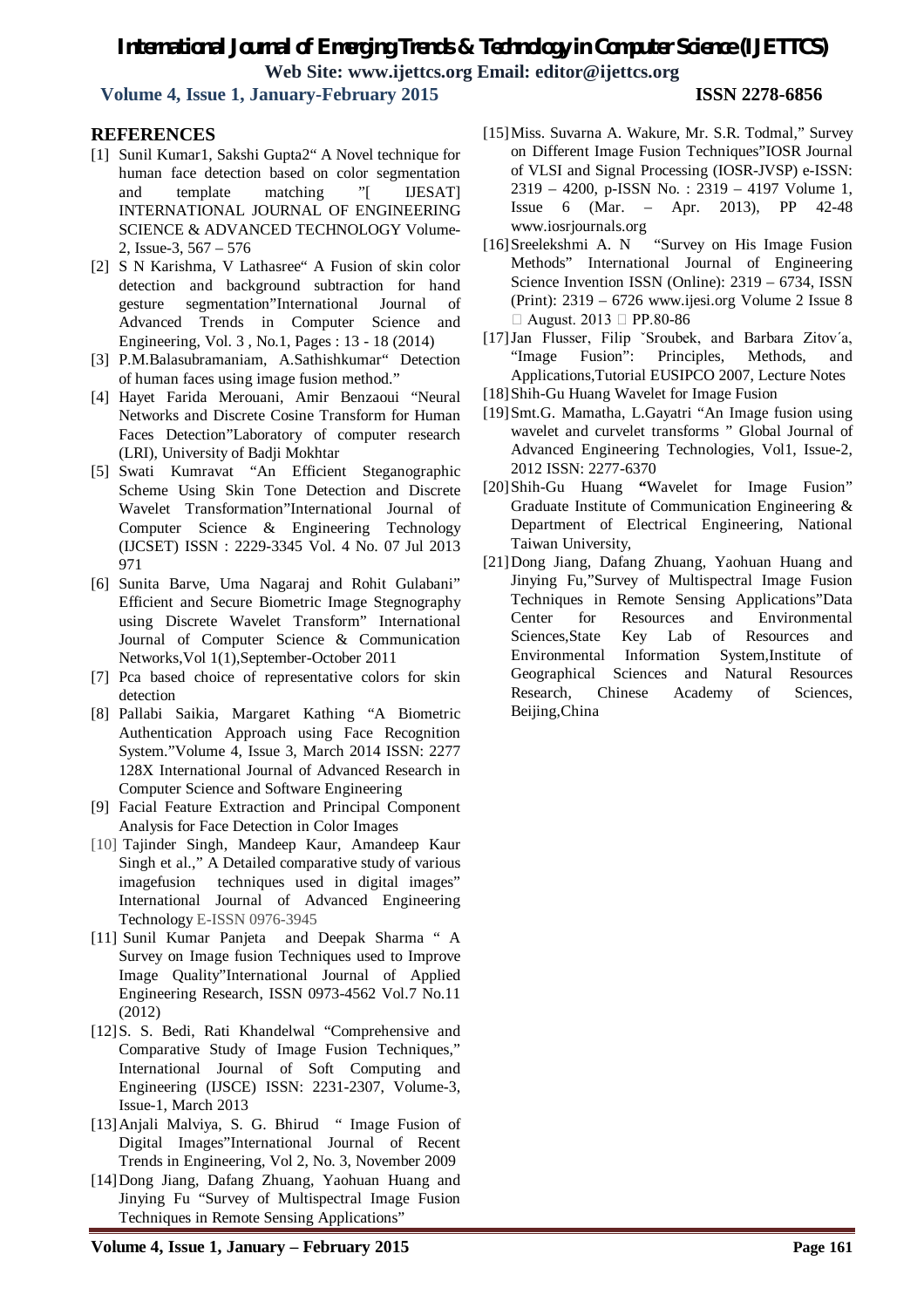## REFERENCES

[1] Sunil Kumar1, Sakshi Gupta2" A Novel technique for human face detection based on color segmentation and template matching "[ IJESAT] INTERNATIONAL JOURNAL OF ENGINEERING SCIENCE & ADVANCED TECHNOLOGY Volume-2, Issue-3, 567 – 576

[2] S N Karishma, V Lathasree" A Fusion of skin color detection and background subtraction for hand gesture segmentation"International Journal of Advanced Trends in Computer Science and Engineering, Vol. 3 , No.1, Pages : 13 - 18 (2014)

[3] P.M.Balasubramaniam, A.Sathishkumar" Detection of human faces using image fusion method."

[4] Hayet Farida Merouani, Amir Benzaoui "Neural Networks and Discrete Cosine Transform for Human Faces Detection"Laboratory of computer research (LRI), University of Badji Mokhtar

[5] Swati Kumravat "An Efficient Steganographic Scheme Using Skin Tone Detection and Discrete Wavelet Transformation"International Journal of Computer Science & Engineering Technology (IJCSET) ISSN : 2229-3345 Vol. 4 No. 07 Jul 2013 971

[6] Sunita Barve, Uma Nagaraj and Rohit Gulabani" Efficient and Secure Biometric Image Stegnography using Discrete Wavelet Transform" International Journal of Computer Science & Communication Networks,Vol 1(1),September-October 2011

[7] Pca based choice of representative colors for skin detection

[8] Pallabi Saikia, Margaret Kathing "A Biometric Authentication Approach using Face Recognition System."Volume 4, Issue 3, March 2014 ISSN: 2277 128X International Journal of Advanced Research in Computer Science and Software Engineering

[9] Facial Feature Extraction and Principal Component Analysis for Face Detection in Color Images

[10] Tajinder Singh, Mandeep Kaur, Amandeep Kaur Singh et al.," A Detailed comparative study of various imagefusion techniques used in digital images" International Journal of Advanced Engineering Technology E-ISSN 0976-3945

[11] Sunil Kumar Panjeta and Deepak Sharma " A Survey on Image fusion Techniques used to Improve Image Quality"International Journal of Applied Engineering Research, ISSN 0973-4562 Vol.7 No.11 (2012)

[12] S. S. Bedi, Rati Khandelwal "Comprehensive and Comparative Study of Image Fusion Techniques," International Journal of Soft Computing and Engineering (IJSCE) ISSN: 2231-2307, Volume-3, Issue-1, March 2013

[13] Anjali Malviya, S. G. Bhirud " Image Fusion of Digital Images"International Journal of Recent Trends in Engineering, Vol 2, No. 3, November 2009

[14] Dong Jiang, Dafang Zhuang, Yaohuan Huang and Jinying Fu "Survey of Multispectral Image Fusion Techniques in Remote Sensing Applications"

[15] Miss. Suvarna A. Wakure, Mr. S.R. Todmal," Survey on Different Image Fusion Techniques"IOSR Journal of VLSI and Signal Processing (IOSR-JVSP) e-ISSN: 2319 – 4200, p-ISSN No. : 2319 – 4197 Volume 1, Issue 6 (Mar. – Apr. 2013), PP 42-48 www.iosrjournals.org

[16] Sreelekshmi A. N "Survey on His Image Fusion Methods" International Journal of Engineering Science Invention ISSN (Online): 2319 – 6734, ISSN (Print): 2319 – 6726 www.ijesi.org Volume 2 Issue 8 ǁ August. 2013 ǁ PP.80-86

[17] Jan Flusser, Filip ˇSroubek, and Barbara Zitov´a, "Image Fusion": Principles, Methods, and Applications,Tutorial EUSIPCO 2007, Lecture Notes

[18] Shih-Gu Huang Wavelet for Image Fusion

[19] Smt.G. Mamatha, L.Gayatri "An Image fusion using wavelet and curvelet transforms " Global Journal of Advanced Engineering Technologies, Vol1, Issue-2, 2012 ISSN: 2277-6370

[20] Shih-Gu Huang **"**Wavelet for Image Fusion" Graduate Institute of Communication Engineering & Department of Electrical Engineering, National Taiwan University,

[21] Dong Jiang, Dafang Zhuang, Yaohuan Huang and Jinying Fu,"Survey of Multispectral Image Fusion Techniques in Remote Sensing Applications"Data Center for Resources and Environmental Sciences,State Key Lab of Resources and Environmental Information System,Institute of Geographical Sciences and Natural Resources Research, Chinese Academy of Sciences, Beijing,China